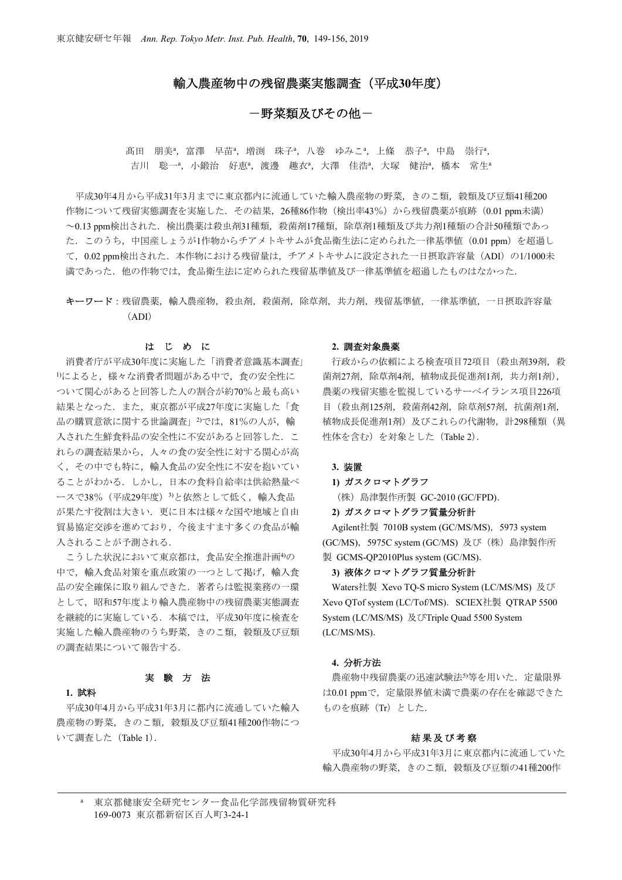# 輸入農産物中の残留農薬実態調査（平成30年度）

## －野菜類及びその他－

髙田　朋美[a]，富澤　早苗[a]，増渕　珠子[a]，八巻　ゆみこ[a]，上條　恭子[a]，中島　崇行[a]，吉川　聡一[a]，小鍛治　好恵[a]，渡邊　趣衣[a]，大澤　佳浩[a]，大塚　健治[a]，橋本　常生[a]

平成30年4月から平成31年3月までに東京都内に流通していた輸入農産物の野菜，きのこ類，穀類及び豆類41種200作物について残留実態調査を実施した．その結果，26種86作物（検出率43%）から残留農薬が痕跡（0.01 ppm未満）～0.13 ppm検出された．検出農薬は殺虫剤31種類，殺菌剤17種類，除草剤1種類及び共力剤1種類の合計50種類であった．このうち，中国産しょうが1作物からチアメトキサムが食品衛生法に定められた一律基準値（0.01 ppm）を超過して，0.02 ppm検出された．本作物における残留量は，チアメトキサムに設定された一日摂取許容量（ADI）の1/1000未満であった．他の作物では，食品衛生法に定められた残留基準値及び一律基準値を超過したものはなかった．

**キーワード**：残留農薬，輸入農産物，殺虫剤，殺菌剤，除草剤，共力剤，残留基準値，一律基準値，一日摂取許容量（ADI）

## は じ め に

消費者庁が平成30年度に実施した「消費者意識基本調査」[1]によると，様々な消費者問題がある中で，食の安全性について関心があると回答した人の割合が約70%と最も高い結果となった．また，東京都が平成27年度に実施した「食品の購買意欲に関する世論調査」[2]では，81%の人が，輸入された生鮮食料品の安全性に不安があると回答した．これらの調査結果から，人々の食の安全性に対する関心が高く，その中でも特に，輸入食品の安全性に不安を抱いていることがわかる．しかし，日本の食料自給率は供給熱量ベースで38%（平成29年度）[3]と依然として低く，輸入食品が果たす役割は大きい．更に日本は様々な国や地域と自由貿易協定交渉を進めており，今後ますます多くの食品が輸入されることが予測される．

こうした状況において東京都は，食品安全推進計画[4]の中で，輸入食品対策を重点政策の一つとして掲げ，輸入食品の安全確保に取り組んできた．著者らは監視業務の一環として，昭和57年度より輸入農産物中の残留農薬実態調査を継続的に実施している．本稿では，平成30年度に検査を実施した輸入農産物のうち野菜，きのこ類，穀類及び豆類の調査結果について報告する．

## 実 験 方 法

### 1. 試料

平成30年4月から平成31年3月に都内に流通していた輸入農産物の野菜，きのこ類，穀類及び豆類41種200作物について調査した（Table 1）．

### 2. 調査対象農薬

行政からの依頼による検査項目72項目（殺虫剤39剤，殺菌剤27剤，除草剤4剤，植物成長促進剤1剤，共力剤1剤），農薬の残留実態を監視しているサーベイランス項目226項目（殺虫剤125剤，殺菌剤42剤，除草剤57剤，抗菌剤1剤，植物成長促進剤1剤）及びこれらの代謝物，計298種類（異性体を含む）を対象とした（Table 2）．

### 3. 装置

**1) ガスクロマトグラフ**

（株）島津製作所製 GC-2010 (GC/FPD).

**2) ガスクロマトグラフ質量分析計**

Agilent社製 7010B system (GC/MS/MS)，5973 system (GC/MS)，5975C system (GC/MS) 及び（株）島津製作所製 GCMS-QP2010Plus system (GC/MS).

**3) 液体クロマトグラフ質量分析計**

Waters社製 Xevo TQ-S micro System (LC/MS/MS) 及びXevo QTof system (LC/Tof/MS)．SCIEX社製 QTRAP 5500 System (LC/MS/MS) 及びTriple Quad 5500 System (LC/MS/MS).

### 4. 分析方法

農産物中残留農薬の迅速試験法[5]等を用いた．定量限界は0.01 ppmで，定量限界値未満で農薬の存在を確認できたものを痕跡（Tr）とした．

## 結 果 及 び 考 察

平成30年4月から平成31年3月に東京都内に流通していた輸入農産物の野菜，きのこ類，穀類及び豆類の41種200作

---

[a] 東京都健康安全研究センター食品化学部残留物質研究科
169-0073 東京都新宿区百人町3-24-1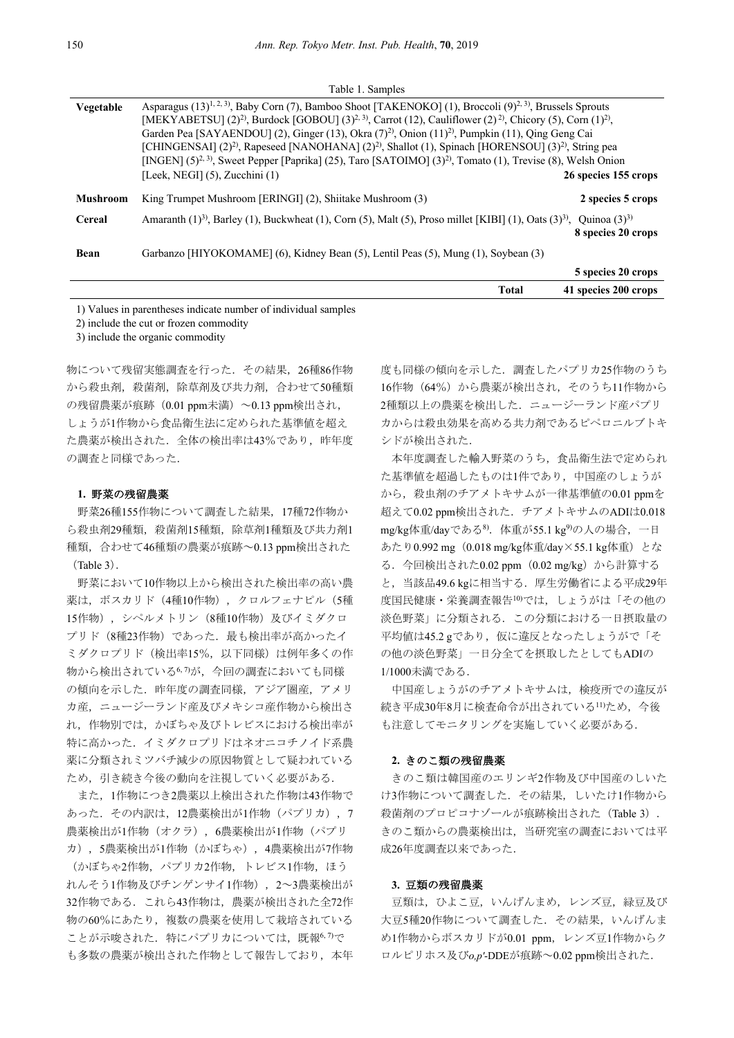Table 1. Samples

| | | |
|---|---|---|
| **Vegetable** | Asparagus (13)[1, 2, 3], Baby Corn (7), Bamboo Shoot [TAKENOKO] (1), Broccoli (9)[2, 3], Brussels Sprouts [MEKYABETSU] (2)[2], Burdock [GOBOU] (3)[2, 3], Carrot (12), Cauliflower (2)[2], Chicory (5), Corn (1)[2], Garden Pea [SAYAENDOU] (2), Ginger (13), Okra (7)[2], Onion (11)[2], Pumpkin (11), Qing Geng Cai [CHINGENSAI] (2)[2], Rapeseed [NANOHANA] (2)[2], Shallot (1), Spinach [HORENSOU] (3)[2], String pea [INGEN] (5)[2, 3], Sweet Pepper [Paprika] (25), Taro [SATOIMO] (3)[2], Tomato (1), Trevise (8), Welsh Onion [Leek, NEGI] (5), Zucchini (1) | **26 species 155 crops** |
| **Mushroom** | King Trumpet Mushroom [ERINGI] (2), Shiitake Mushroom (3) | **2 species 5 crops** |
| **Cereal** | Amaranth (1)[3], Barley (1), Buckwheat (1), Corn (5), Malt (5), Proso millet [KIBI] (1), Oats (3)[3], Quinoa (3)[3] | **8 species 20 crops** |
| **Bean** | Garbanzo [HIYOKOMAME] (6), Kidney Bean (5), Lentil Peas (5), Mung (1), Soybean (3) | **5 species 20 crops** |
| | **Total** | **41 species 200 crops** |

1) Values in parentheses indicate number of individual samples

2) include the cut or frozen commodity

3) include the organic commodity

物について残留実態調査を行った．その結果，26種86作物から殺虫剤，殺菌剤，除草剤及び共力剤，合わせて50種類の残留農薬が痕跡（0.01 ppm未満）～0.13 ppm検出され，しょうが1作物から食品衛生法に定められた基準値を超えた農薬が検出された．全体の検出率は43％であり，昨年度の調査と同様であった．

**1. 野菜の残留農薬**

野菜26種155作物について調査した結果，17種72作物から殺虫剤29種類，殺菌剤15種類，除草剤1種類及び共力剤1種類，合わせて46種類の農薬が痕跡～0.13 ppm検出された（Table 3）．

野菜において10作物以上から検出された検出率の高い農薬は，ボスカリド（4種10作物），クロルフェナピル（5種15作物），シペルメトリン（8種10作物）及びイミダクロプリド（8種23作物）であった．最も検出率が高かったイミダクロプリド（検出率15%，以下同様）は例年多くの作物から検出されている[6, 7]が，今回の調査においても同様の傾向を示した．昨年度の調査同様，アジア圏産，アメリカ産，ニュージーランド産及びメキシコ産作物から検出され，作物別では，かぼちゃ及びトレビスにおける検出率が特に高かった．イミダクロプリドはネオニコチノイド系農薬に分類されミツバチ減少の原因物質として疑われているため，引き続き今後の動向を注視していく必要がある．

また，1作物につき2農薬以上検出された作物は43作物であった．その内訳は，12農薬検出が1作物（パプリカ），7農薬検出が1作物（オクラ），6農薬検出が1作物（パプリカ），5農薬検出が1作物（かぼちゃ），4農薬検出が7作物（かぼちゃ2作物，パプリカ2作物，トレビス1作物，ほうれんそう1作物及びチンゲンサイ1作物），2～3農薬検出が32作物である．これら43作物は，農薬が検出された全72作物の60%にあたり，複数の農薬を使用して栽培されていることが示唆された．特にパプリカについては，既報[6, 7]でも多数の農薬が検出された作物として報告しており，本年度も同様の傾向を示した．調査したパプリカ25作物のうち16作物（64%）から農薬が検出され，そのうち11作物から2種類以上の農薬を検出した．ニュージーランド産パプリカからは殺虫効果を高める共力剤であるピペロニルブトキシドが検出された．

本年度調査した輸入野菜のうち，食品衛生法で定められた基準値を超過したものは1件であり，中国産のしょうがから，殺虫剤のチアメトキサムが一律基準値の0.01 ppmを超えて0.02 ppm検出された．チアメトキサムのADIは0.018 mg/kg体重/dayである[8]．体重が55.1 kg[9]の人の場合，一日あたり0.992 mg（0.018 mg/kg体重/day×55.1 kg体重）となる．今回検出された0.02 ppm（0.02 mg/kg）から計算すると，当該品49.6 kgに相当する．厚生労働省による平成29年度国民健康・栄養調査報告[10]では，しょうがは「その他の淡色野菜」に分類される．この分類における一日摂取量の平均値は45.2 gであり，仮に違反となったしょうがで「その他の淡色野菜」一日分全てを摂取したとしてもADIの1/1000未満である．

中国産しょうがのチアメトキサムは，検疫所での違反が続き平成30年8月に検査命令が出されている[11]ため，今後も注意してモニタリングを実施していく必要がある．

**2. きのこ類の残留農薬**

きのこ類は韓国産のエリンギ2作物及び中国産のしいたけ3作物について調査した．その結果，しいたけ1作物から殺菌剤のプロピコナゾールが痕跡検出された（Table 3）．きのこ類からの農薬検出は，当研究室の調査においては平成26年度調査以来であった．

**3. 豆類の残留農薬**

豆類は，ひよこ豆，いんげんまめ，レンズ豆，緑豆及び大豆5種20作物について調査した．その結果，いんげんまめ1作物からボスカリドが0.01 ppm，レンズ豆1作物からクロルピリホス及び*o,p'*-DDEが痕跡～0.02 ppm検出された．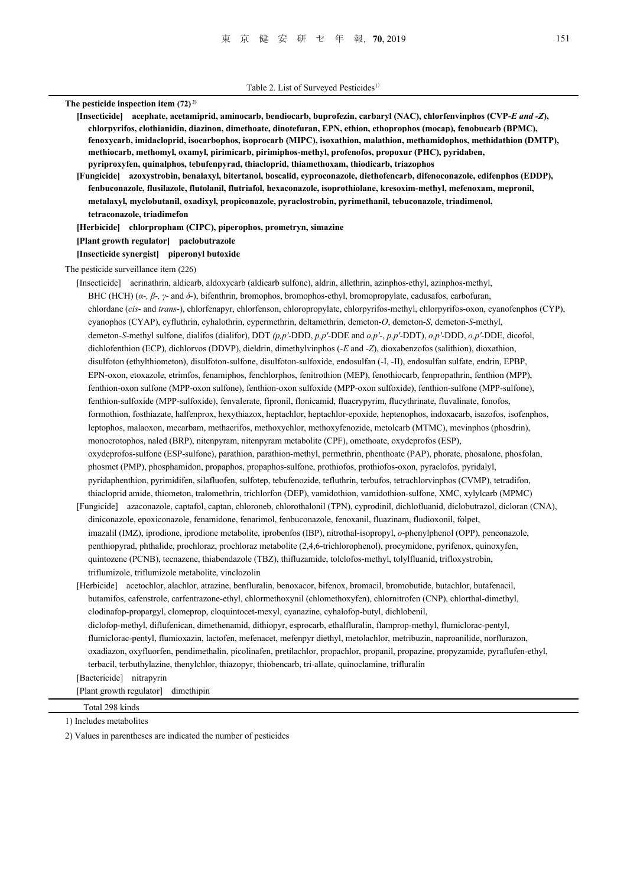Table 2. List of Surveyed Pesticides[1)]

**The pesticide inspection item (72)[2)]**

**[Insecticide] acephate, acetamiprid, aminocarb, bendiocarb, buprofezin, carbaryl (NAC), chlorfenvinphos (CVP-*E and -Z*), chlorpyrifos, clothianidin, diazinon, dimethoate, dinotefuran, EPN, ethion, ethoprophos (mocap), fenobucarb (BPMC), fenoxycarb, imidacloprid, isocarbophos, isoprocarb (MIPC), isoxathion, malathion, methamidophos, methidathion (DMTP), methiocarb, methomyl, oxamyl, pirimicarb, pirimiphos-methyl, profenofos, propoxur (PHC), pyridaben, pyriproxyfen, quinalphos, tebufenpyrad, thiacloprid, thiamethoxam, thiodicarb, triazophos**

**[Fungicide] azoxystrobin, benalaxyl, bitertanol, boscalid, cyproconazole, diethofencarb, difenoconazole, edifenphos (EDDP), fenbuconazole, flusilazole, flutolanil, flutriafol, hexaconazole, isoprothiolane, kresoxim-methyl, mefenoxam, mepronil, metalaxyl, myclobutanil, oxadixyl, propiconazole, pyraclostrobin, pyrimethanil, tebuconazole, triadimenol, tetraconazole, triadimefon**

**[Herbicide] chlorpropham (CIPC), piperophos, prometryn, simazine**

**[Plant growth regulator] paclobutrazole**

**[Insecticide synergist] piperonyl butoxide**

The pesticide surveillance item (226)

[Insecticide] acrinathrin, aldicarb, aldoxycarb (aldicarb sulfone), aldrin, allethrin, azinphos-ethyl, azinphos-methyl, BHC (HCH) (*α-*, *β-*, *γ-* and *δ-*), bifenthrin, bromophos, bromophos-ethyl, bromopropylate, cadusafos, carbofuran, chlordane (*cis-* and *trans-*), chlorfenapyr, chlorfenson, chloropropylate, chlorpyrifos-methyl, chlorpyrifos-oxon, cyanofenphos (CYP), cyanophos (CYAP), cyfluthrin, cyhalothrin, cypermethrin, deltamethrin, demeton-*O*, demeton-*S*, demeton-*S*-methyl, demeton-*S*-methyl sulfone, dialifos (dialifor), DDT (*p,p'*-DDD, *p,p'*-DDE and *o,p'*-, *p,p'*-DDT), *o,p'*-DDD, *o,p'*-DDE, dicofol, dichlofenthion (ECP), dichlorvos (DDVP), dieldrin, dimethylvinphos (-*E* and -*Z*), dioxabenzofos (salithion), dioxathion, disulfoton (ethylthiometon), disulfoton-sulfone, disulfoton-sulfoxide, endosulfan (-I, -II), endosulfan sulfate, endrin, EPBP, EPN-oxon, etoxazole, etrimfos, fenamiphos, fenchlorphos, fenitrothion (MEP), fenothiocarb, fenpropathrin, fenthion (MPP), fenthion-oxon sulfone (MPP-oxon sulfone), fenthion-oxon sulfoxide (MPP-oxon sulfoxide), fenthion-sulfone (MPP-sulfone), fenthion-sulfoxide (MPP-sulfoxide), fenvalerate, fipronil, flonicamid, fluacrypyrim, flucythrinate, fluvalinate, fonofos, formothion, fosthiazate, halfenprox, hexythiazox, heptachlor, heptachlor-epoxide, heptenophos, indoxacarb, isazofos, isofenphos, leptophos, malaoxon, mecarbam, methacrifos, methoxychlor, methoxyfenozide, metolcarb (MTMC), mevinphos (phosdrin), monocrotophos, naled (BRP), nitenpyram, nitenpyram metabolite (CPF), omethoate, oxydeprofos (ESP), oxydeprofos-sulfone (ESP-sulfone), parathion, parathion-methyl, permethrin, phenthoate (PAP), phorate, phosalone, phosfolan, phosmet (PMP), phosphamidon, propaphos, propaphos-sulfone, prothiofos, prothiofos-oxon, pyraclofos, pyridalyl, pyridaphenthion, pyrimidifen, silafluofen, sulfotep, tebufenozide, tefluthrin, terbufos, tetrachlorvinphos (CVMP), tetradifon, thiacloprid amide, thiometon, tralomethrin, trichlorfon (DEP), vamidothion, vamidothion-sulfone, XMC, xylylcarb (MPMC)

[Fungicide] azaconazole, captafol, captan, chloroneb, chlorothalonil (TPN), cyprodinil, dichlofluanid, diclobutrazol, dicloran (CNA), diniconazole, epoxiconazole, fenamidone, fenarimol, fenbuconazole, fenoxanil, fluazinam, fludioxonil, folpet, imazalil (IMZ), iprodione, iprodione metabolite, iprobenfos (IBP), nitrothal-isopropyl, *o*-phenylphenol (OPP), penconazole, penthiopyrad, phthalide, prochloraz, prochloraz metabolite (2,4,6-trichlorophenol), procymidone, pyrifenox, quinoxyfen, quintozene (PCNB), tecnazene, thiabendazole (TBZ), thifluzamide, tolclofos-methyl, tolylfluanid, trifloxystrobin, triflumizole, triflumizole metabolite, vinclozolin

[Herbicide] acetochlor, alachlor, atrazine, benfluralin, benoxacor, bifenox, bromacil, bromobutide, butachlor, butafenacil, butamifos, cafenstrole, carfentrazone-ethyl, chlormethoxynil (chlomethoxyfen), chlornitrofen (CNP), chlorthal-dimethyl, clodinafop-propargyl, clomeprop, cloquintocet-mexyl, cyanazine, cyhalofop-butyl, dichlobenil, diclofop-methyl, diflufenican, dimethenamid, dithiopyr, esprocarb, ethalfluralin, flamprop-methyl, flumiclorac-pentyl, flumiclorac-pentyl, flumioxazin, lactofen, mefenacet, mefenpyr diethyl, metolachlor, metribuzin, naproanilide, norflurazon, oxadiazon, oxyfluorfen, pendimethalin, picolinafen, pretilachlor, propachlor, propanil, propazine, propyzamide, pyraflufen-ethyl, terbacil, terbuthylazine, thenylchlor, thiazopyr, thiobencarb, tri-allate, quinoclamine, trifluralin

[Bactericide] nitrapyrin

[Plant growth regulator] dimethipin

Total 298 kinds

1) Includes metabolites

2) Values in parentheses are indicated the number of pesticides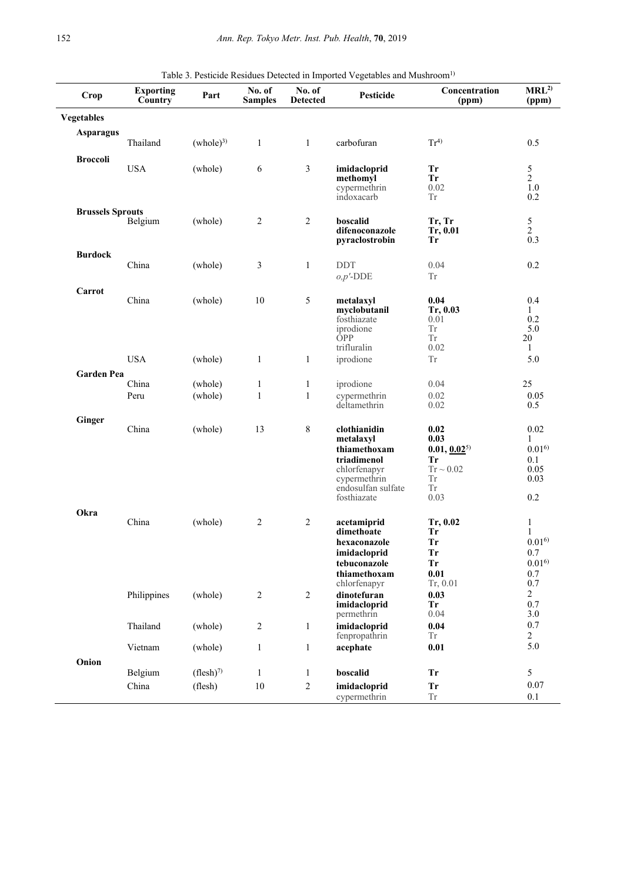Table 3. Pesticide Residues Detected in Imported Vegetables and Mushroom[1)]

| Crop | Exporting Country | Part | No. of Samples | No. of Detected | Pesticide | Concentration (ppm) | MRL[2)] (ppm) |
|---|---|---|---|---|---|---|---|
| **Vegetables** | | | | | | | |
| **Asparagus** | | | | | | | |
| | Thailand | (whole)[3)] | 1 | 1 | carbofuran | Tr[4)] | 0.5 |
| **Broccoli** | | | | | | | |
| | USA | (whole) | 6 | 3 | **imidacloprid** | **Tr** | 5 |
| | | | | | **methomyl** | **Tr** | 2 |
| | | | | | cypermethrin | 0.02 | 1.0 |
| | | | | | indoxacarb | Tr | 0.2 |
| **Brussels Sprouts** | | | | | | | |
| | Belgium | (whole) | 2 | 2 | **boscalid** | **Tr, Tr** | 5 |
| | | | | | **difenoconazole** | **Tr, 0.01** | 2 |
| | | | | | **pyraclostrobin** | **Tr** | 0.3 |
| **Burdock** | | | | | | | |
| | China | (whole) | 3 | 1 | DDT | 0.04 | 0.2 |
| | | | | | *o,p'*-DDE | Tr | |
| **Carrot** | | | | | | | |
| | China | (whole) | 10 | 5 | **metalaxyl** | **0.04** | 0.4 |
| | | | | | **myclobutanil** | **Tr, 0.03** | 1 |
| | | | | | fosthiazate | 0.01 | 0.2 |
| | | | | | iprodione | Tr | 5.0 |
| | | | | | OPP | Tr | 20 |
| | | | | | trifluralin | 0.02 | 1 |
| | USA | (whole) | 1 | 1 | iprodione | Tr | 5.0 |
| **Garden Pea** | | | | | | | |
| | China | (whole) | 1 | 1 | iprodione | 0.04 | 25 |
| | Peru | (whole) | 1 | 1 | cypermethrin | 0.02 | 0.05 |
| | | | | | deltamethrin | 0.02 | 0.5 |
| **Ginger** | | | | | | | |
| | China | (whole) | 13 | 8 | **clothianidin** | **0.02** | 0.02 |
| | | | | | **metalaxyl** | **0.03** | 1 |
| | | | | | **thiamethoxam** | **0.01, <u>0.02</u>**[5)] | 0.01[6)] |
| | | | | | **triadimenol** | **Tr** | 0.1 |
| | | | | | chlorfenapyr | Tr ~ 0.02 | 0.05 |
| | | | | | cypermethrin | Tr | 0.03 |
| | | | | | endosulfan sulfate | Tr | |
| | | | | | fosthiazate | 0.03 | 0.2 |
| **Okra** | | | | | | | |
| | China | (whole) | 2 | 2 | **acetamiprid** | **Tr, 0.02** | 1 |
| | | | | | **dimethoate** | **Tr** | 1 |
| | | | | | **hexaconazole** | **Tr** | 0.01[6)] |
| | | | | | **imidacloprid** | **Tr** | 0.7 |
| | | | | | **tebuconazole** | **Tr** | 0.01[6)] |
| | | | | | **thiamethoxam** | **0.01** | 0.7 |
| | | | | | chlorfenapyr | Tr, 0.01 | 0.7 |
| | Philippines | (whole) | 2 | 2 | **dinotefuran** | **0.03** | 2 |
| | | | | | **imidacloprid** | **Tr** | 0.7 |
| | | | | | permethrin | 0.04 | 3.0 |
| | Thailand | (whole) | 2 | 1 | **imidacloprid** | **0.04** | 0.7 |
| | | | | | fenpropathrin | Tr | 2 |
| | Vietnam | (whole) | 1 | 1 | **acephate** | **0.01** | 5.0 |
| **Onion** | | | | | | | |
| | Belgium | (flesh)[7)] | 1 | 1 | **boscalid** | **Tr** | 5 |
| | China | (flesh) | 10 | 2 | **imidacloprid** | **Tr** | 0.07 |
| | | | | | cypermethrin | Tr | 0.1 |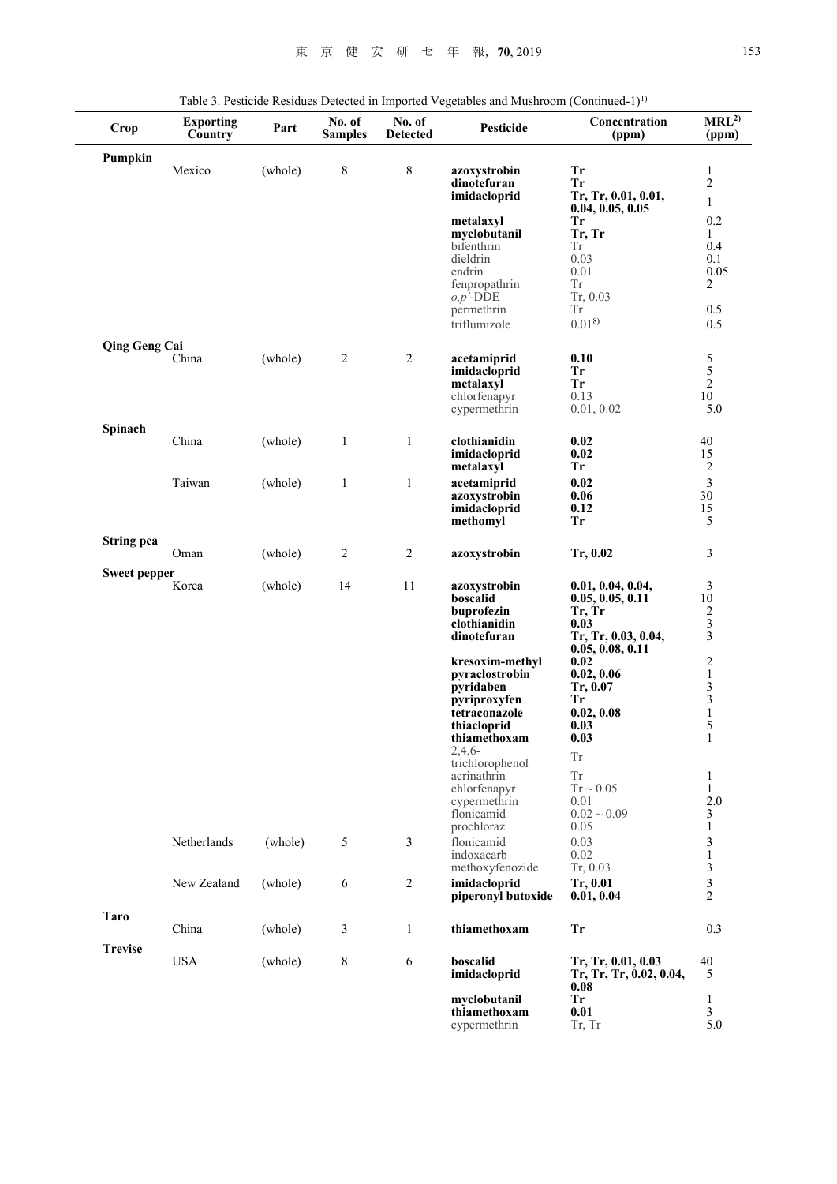Table 3. Pesticide Residues Detected in Imported Vegetables and Mushroom (Continued-1)[1)]

| Crop | Exporting Country | Part | No. of Samples | No. of Detected | Pesticide | Concentration (ppm) | MRL[2)] (ppm) |
|---|---|---|---|---|---|---|---|
| **Pumpkin** | | | | | | | |
| | Mexico | (whole) | 8 | 8 | **azoxystrobin** | **Tr** | 1 |
| | | | | | **dinotefuran** | **Tr** | 2 |
| | | | | | **imidacloprid** | **Tr, Tr, 0.01, 0.01, 0.04, 0.05, 0.05** | 1 |
| | | | | | **metalaxyl** | **Tr** | 0.2 |
| | | | | | **myclobutanil** | **Tr, Tr** | 1 |
| | | | | | bifenthrin | Tr | 0.4 |
| | | | | | dieldrin | 0.03 | 0.1 |
| | | | | | endrin | 0.01 | 0.05 |
| | | | | | fenpropathrin | Tr | 2 |
| | | | | | *o,p'*-DDE | Tr, 0.03 | |
| | | | | | permethrin | Tr | 0.5 |
| | | | | | triflumizole | 0.01[8)] | 0.5 |
| **Qing Geng Cai** | | | | | | | |
| | China | (whole) | 2 | 2 | **acetamiprid** | **0.10** | 5 |
| | | | | | **imidacloprid** | **Tr** | 5 |
| | | | | | **metalaxyl** | **Tr** | 2 |
| | | | | | chlorfenapyr | 0.13 | 10 |
| | | | | | cypermethrin | 0.01, 0.02 | 5.0 |
| **Spinach** | | | | | | | |
| | China | (whole) | 1 | 1 | **clothianidin** | **0.02** | 40 |
| | | | | | **imidacloprid** | **0.02** | 15 |
| | | | | | **metalaxyl** | **Tr** | 2 |
| | Taiwan | (whole) | 1 | 1 | **acetamiprid** | **0.02** | 3 |
| | | | | | **azoxystrobin** | **0.06** | 30 |
| | | | | | **imidacloprid** | **0.12** | 15 |
| | | | | | **methomyl** | **Tr** | 5 |
| **String pea** | | | | | | | |
| | Oman | (whole) | 2 | 2 | **azoxystrobin** | **Tr, 0.02** | 3 |
| **Sweet pepper** | | | | | | | |
| | Korea | (whole) | 14 | 11 | **azoxystrobin** | **0.01, 0.04, 0.04,** | 3 |
| | | | | | **boscalid** | **0.05, 0.05, 0.11** | 10 |
| | | | | | **buprofezin** | **Tr, Tr** | 2 |
| | | | | | **clothianidin** | **0.03** | 3 |
| | | | | | **dinotefuran** | **Tr, Tr, 0.03, 0.04, 0.05, 0.08, 0.11** | 3 |
| | | | | | **kresoxim-methyl** | **0.02** | 2 |
| | | | | | **pyraclostrobin** | **0.02, 0.06** | 1 |
| | | | | | **pyridaben** | **Tr, 0.07** | 3 |
| | | | | | **pyriproxyfen** | **Tr** | 3 |
| | | | | | **tetraconazole** | **0.02, 0.08** | 1 |
| | | | | | **thiacloprid** | **0.03** | 5 |
| | | | | | **thiamethoxam** | **0.03** | 1 |
| | | | | | 2,4,6-trichlorophenol | Tr | |
| | | | | | acrinathrin | Tr | 1 |
| | | | | | chlorfenapyr | Tr ~ 0.05 | 1 |
| | | | | | cypermethrin | 0.01 | 2.0 |
| | | | | | flonicamid | 0.02 ~ 0.09 | 3 |
| | | | | | prochloraz | 0.05 | 1 |
| | Netherlands | (whole) | 5 | 3 | flonicamid | 0.03 | 3 |
| | | | | | indoxacarb | 0.02 | 1 |
| | | | | | methoxyfenozide | Tr, 0.03 | 3 |
| | New Zealand | (whole) | 6 | 2 | **imidacloprid** | **Tr, 0.01** | 3 |
| | | | | | **piperonyl butoxide** | **0.01, 0.04** | 2 |
| **Taro** | | | | | | | |
| | China | (whole) | 3 | 1 | **thiamethoxam** | **Tr** | 0.3 |
| **Trevise** | | | | | | | |
| | USA | (whole) | 8 | 6 | **boscalid** | **Tr, Tr, 0.01, 0.03** | 40 |
| | | | | | **imidacloprid** | **Tr, Tr, Tr, 0.02, 0.04, 0.08** | 5 |
| | | | | | **myclobutanil** | **Tr** | 1 |
| | | | | | **thiamethoxam** | **0.01** | 3 |
| | | | | | cypermethrin | Tr, Tr | 5.0 |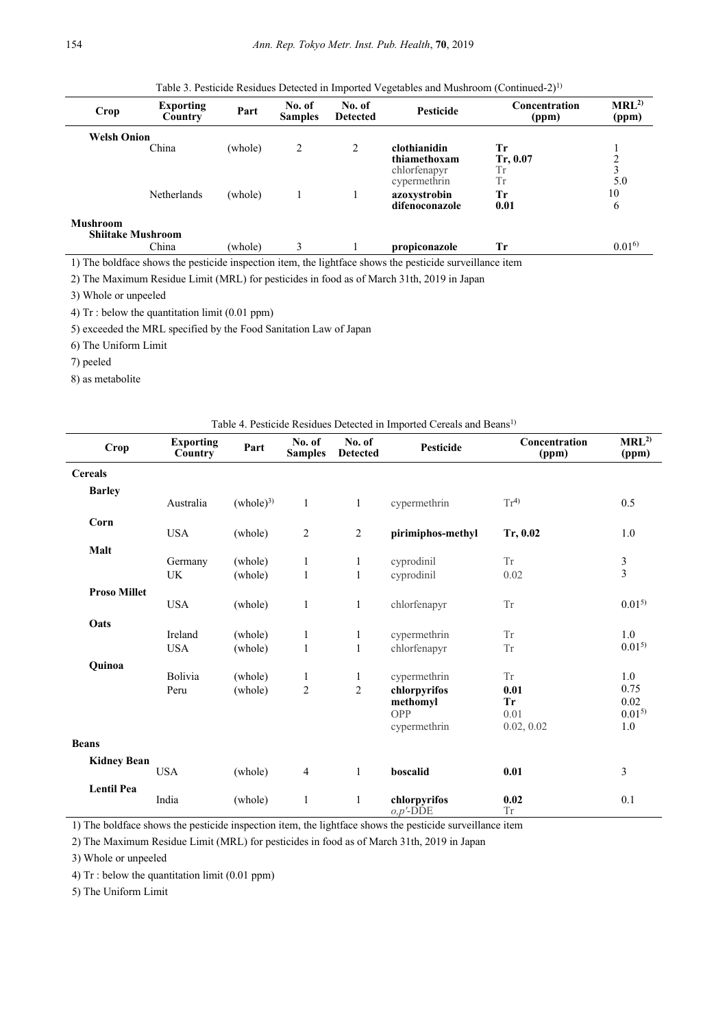Table 3. Pesticide Residues Detected in Imported Vegetables and Mushroom (Continued-2)[1)]

| Crop | Exporting Country | Part | No. of Samples | No. of Detected | Pesticide | Concentration (ppm) | MRL[2)] (ppm) |
|---|---|---|---|---|---|---|---|
| **Welsh Onion** | | | | | | | |
| | China | (whole) | 2 | 2 | **clothianidin** | **Tr** | 1 |
| | | | | | **thiamethoxam** | **Tr, 0.07** | 2 |
| | | | | | chlorfenapyr | Tr | 3 |
| | | | | | cypermethrin | Tr | 5.0 |
| | Netherlands | (whole) | 1 | 1 | **azoxystrobin** | **Tr** | 10 |
| | | | | | **difenoconazole** | **0.01** | 6 |
| **Mushroom** | | | | | | | |
| **Shiitake Mushroom** | | | | | | | |
| | China | (whole) | 3 | 1 | **propiconazole** | **Tr** | 0.01[6)] |

1) The boldface shows the pesticide inspection item, the lightface shows the pesticide surveillance item

2) The Maximum Residue Limit (MRL) for pesticides in food as of March 31th, 2019 in Japan

3) Whole or unpeeled

4) Tr : below the quantitation limit (0.01 ppm)

5) exceeded the MRL specified by the Food Sanitation Law of Japan

6) The Uniform Limit

7) peeled

8) as metabolite

Table 4. Pesticide Residues Detected in Imported Cereals and Beans[1)]

| Crop | Exporting Country | Part | No. of Samples | No. of Detected | Pesticide | Concentration (ppm) | MRL[2)] (ppm) |
|---|---|---|---|---|---|---|---|
| **Cereals** | | | | | | | |
| **Barley** | | | | | | | |
| | Australia | (whole)[3)] | 1 | 1 | cypermethrin | Tr[4)] | 0.5 |
| **Corn** | | | | | | | |
| | USA | (whole) | 2 | 2 | **pirimiphos-methyl** | **Tr, 0.02** | 1.0 |
| **Malt** | | | | | | | |
| | Germany | (whole) | 1 | 1 | cyprodinil | Tr | 3 |
| | UK | (whole) | 1 | 1 | cyprodinil | 0.02 | 3 |
| **Proso Millet** | | | | | | | |
| | USA | (whole) | 1 | 1 | chlorfenapyr | Tr | 0.01[5)] |
| **Oats** | | | | | | | |
| | Ireland | (whole) | 1 | 1 | cypermethrin | Tr | 1.0 |
| | USA | (whole) | 1 | 1 | chlorfenapyr | Tr | 0.01[5)] |
| **Quinoa** | | | | | | | |
| | Bolivia | (whole) | 1 | 1 | cypermethrin | Tr | 1.0 |
| | Peru | (whole) | 2 | 2 | **chlorpyrifos** | **0.01** | 0.75 |
| | | | | | **methomyl** | **Tr** | 0.02 |
| | | | | | OPP | 0.01 | 0.01[5)] |
| | | | | | cypermethrin | 0.02, 0.02 | 1.0 |
| **Beans** | | | | | | | |
| **Kidney Bean** | | | | | | | |
| | USA | (whole) | 4 | 1 | **boscalid** | **0.01** | 3 |
| **Lentil Pea** | | | | | | | |
| | India | (whole) | 1 | 1 | **chlorpyrifos** | **0.02** | 0.1 |
| | | | | | *o,p'*-DDE | Tr | |

1) The boldface shows the pesticide inspection item, the lightface shows the pesticide surveillance item

2) The Maximum Residue Limit (MRL) for pesticides in food as of March 31th, 2019 in Japan

3) Whole or unpeeled

4) Tr : below the quantitation limit (0.01 ppm)

5) The Uniform Limit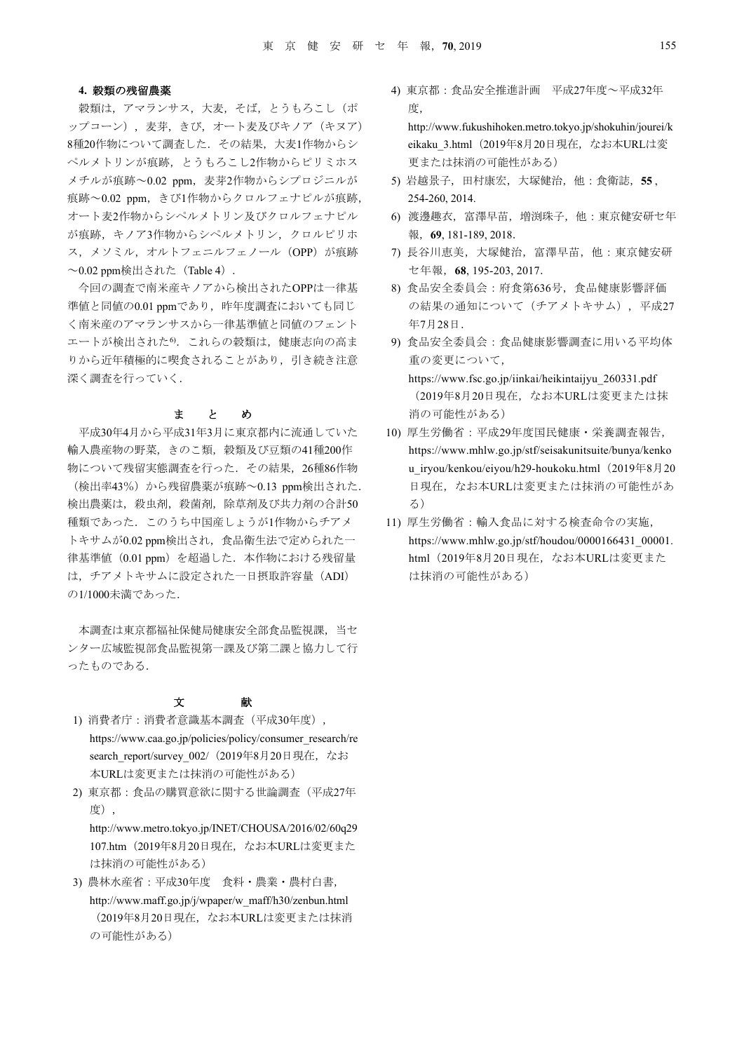**4. 穀類の残留農薬**

穀類は，アマランサス，大麦，そば，とうもろこし（ポップコーン），麦芽，きび，オート麦及びキノア（キヌア）8種20作物について調査した．その結果，大麦1作物からシペルメトリンが痕跡，とうもろこし2作物からピリミホスメチルが痕跡～0.02 ppm，麦芽2作物からシプロジニルが痕跡～0.02 ppm，きび1作物からクロルフェナピルが痕跡，オート麦2作物からシペルメトリン及びクロルフェナピルが痕跡，キノア3作物からシペルメトリン，クロルピリホス，メソミル，オルトフェニルフェノール（OPP）が痕跡～0.02 ppm検出された（Table 4）．

今回の調査で南米産キノアから検出されたOPPは一律基準値と同値の0.01 ppmであり，昨年度調査においても同じく南米産のアマランサスから一律基準値と同値のフェントエートが検出された[6]．これらの穀類は，健康志向の高まりから近年積極的に喫食されることがあり，引き続き注意深く調査を行っていく．

## ま と め

平成30年4月から平成31年3月に東京都内に流通していた輸入農産物の野菜，きのこ類，穀類及び豆類の41種200作物について残留実態調査を行った．その結果，26種86作物（検出率43%）から残留農薬が痕跡～0.13 ppm検出された．検出農薬は，殺虫剤，殺菌剤，除草剤及び共力剤の合計50種類であった．このうち中国産しょうが1作物からチアメトキサムが0.02 ppm検出され，食品衛生法で定められた一律基準値（0.01 ppm）を超過した．本作物における残留量は，チアメトキサムに設定された一日摂取許容量（ADI）の1/1000未満であった．

本調査は東京都福祉保健局健康安全部食品監視課，当センター広域監視部食品監視第一課及び第二課と協力して行ったものである．

## 文 献

1) 消費者庁：消費者意識基本調査（平成30年度），https://www.caa.go.jp/policies/policy/consumer_research/research_report/survey_002/（2019年8月20日現在，なお本URLは変更または抹消の可能性がある）
2) 東京都：食品の購買意欲に関する世論調査（平成27年度），http://www.metro.tokyo.jp/INET/CHOUSA/2016/02/60q29107.htm（2019年8月20日現在，なお本URLは変更または抹消の可能性がある）
3) 農林水産省：平成30年度　食料・農業・農村白書，http://www.maff.go.jp/j/wpaper/w_maff/h30/zenbun.html（2019年8月20日現在，なお本URLは変更または抹消の可能性がある）
4) 東京都：食品安全推進計画　平成27年度～平成32年度，http://www.fukushihoken.metro.tokyo.jp/shokuhin/jourei/keikaku_3.html（2019年8月20日現在，なお本URLは変更または抹消の可能性がある）
5) 岩越景子，田村康宏，大塚健治，他：食衛誌，**55**，254-260, 2014.
6) 渡邊趣衣，富澤早苗，増渕珠子，他：東京健安研セ年報，**69**, 181-189, 2018.
7) 長谷川恵美，大塚健治，富澤早苗，他：東京健安研セ年報，**68**, 195-203, 2017.
8) 食品安全委員会：府食第636号，食品健康影響評価の結果の通知について（チアメトキサム），平成27年7月28日.
9) 食品安全委員会：食品健康影響調査に用いる平均体重の変更について，https://www.fsc.go.jp/iinkai/heikintaijyu_260331.pdf（2019年8月20日現在，なお本URLは変更または抹消の可能性がある）
10) 厚生労働省：平成29年度国民健康・栄養調査報告，https://www.mhlw.go.jp/stf/seisakunitsuite/bunya/kenkou_iryou/kenkou/eiyou/h29-houkoku.html（2019年8月20日現在，なお本URLは変更または抹消の可能性がある）
11) 厚生労働省：輸入食品に対する検査命令の実施，https://www.mhlw.go.jp/stf/houdou/0000166431_00001.html（2019年8月20日現在，なお本URLは変更または抹消の可能性がある）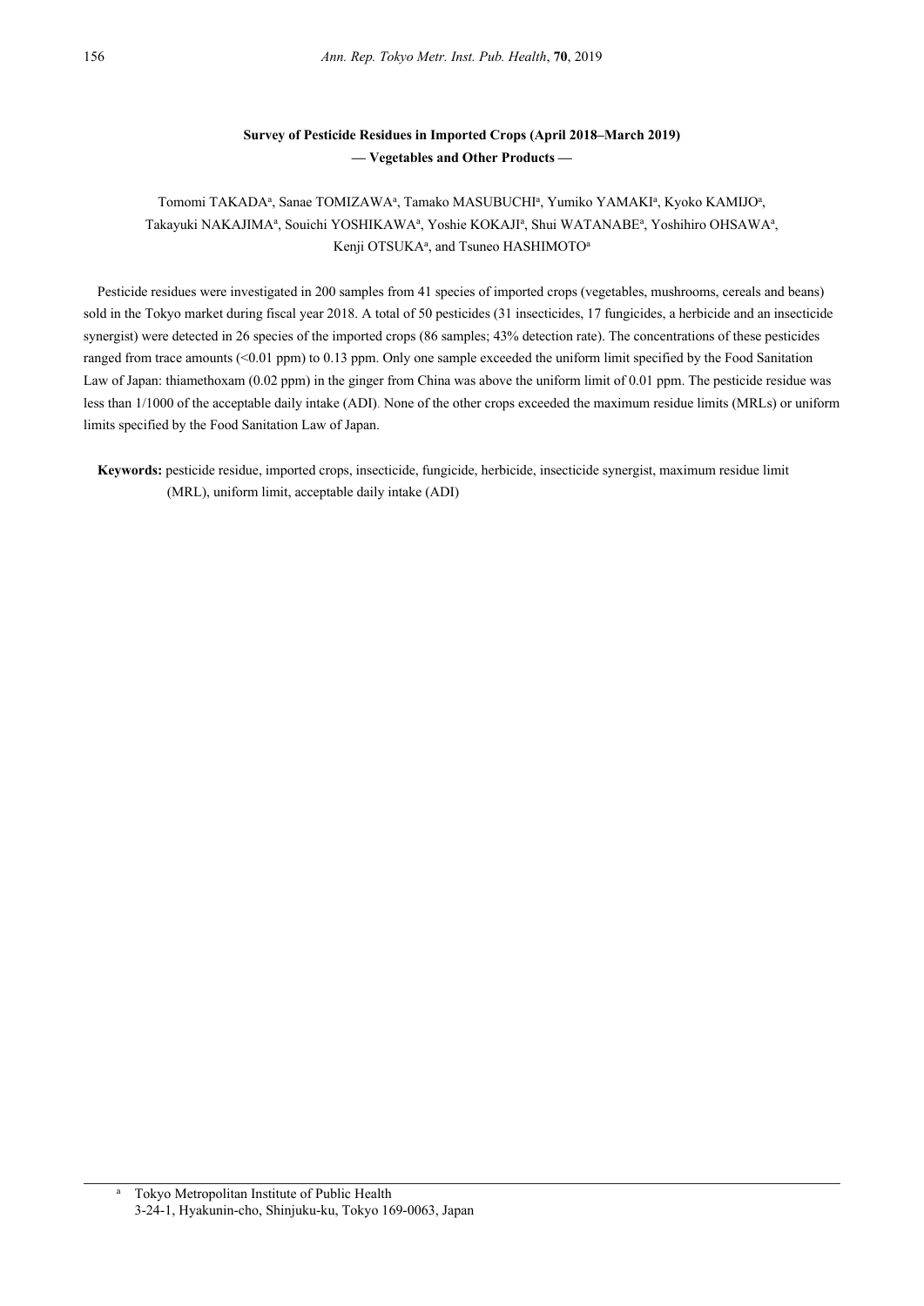**Survey of Pesticide Residues in Imported Crops (April 2018–March 2019)**
**— Vegetables and Other Products —**

Tomomi TAKADA[a], Sanae TOMIZAWA[a], Tamako MASUBUCHI[a], Yumiko YAMAKI[a], Kyoko KAMIJO[a], Takayuki NAKAJIMA[a], Souichi YOSHIKAWA[a], Yoshie KOKAJI[a], Shui WATANABE[a], Yoshihiro OHSAWA[a], Kenji OTSUKA[a], and Tsuneo HASHIMOTO[a]

Pesticide residues were investigated in 200 samples from 41 species of imported crops (vegetables, mushrooms, cereals and beans) sold in the Tokyo market during fiscal year 2018. A total of 50 pesticides (31 insecticides, 17 fungicides, a herbicide and an insecticide synergist) were detected in 26 species of the imported crops (86 samples; 43% detection rate). The concentrations of these pesticides ranged from trace amounts (<0.01 ppm) to 0.13 ppm. Only one sample exceeded the uniform limit specified by the Food Sanitation Law of Japan: thiamethoxam (0.02 ppm) in the ginger from China was above the uniform limit of 0.01 ppm. The pesticide residue was less than 1/1000 of the acceptable daily intake (ADI). None of the other crops exceeded the maximum residue limits (MRLs) or uniform limits specified by the Food Sanitation Law of Japan.

**Keywords:** pesticide residue, imported crops, insecticide, fungicide, herbicide, insecticide synergist, maximum residue limit (MRL), uniform limit, acceptable daily intake (ADI)

---

[a] Tokyo Metropolitan Institute of Public Health
3-24-1, Hyakunin-cho, Shinjuku-ku, Tokyo 169-0063, Japan